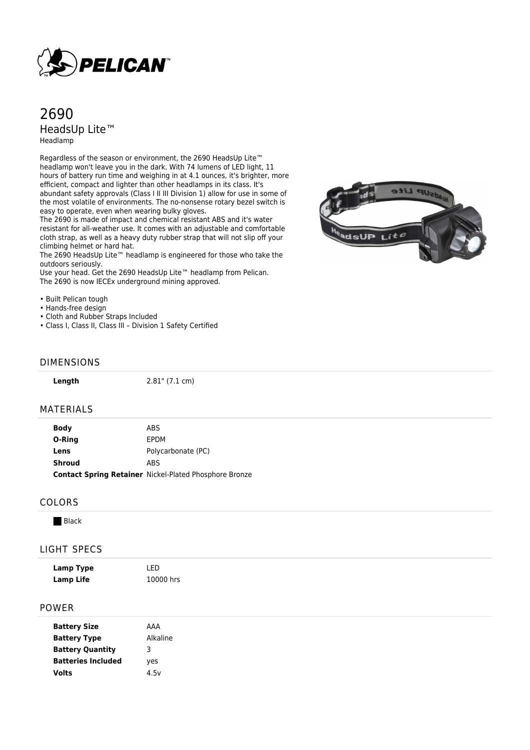# 2690

## HeadsUp Lite™

Headlamp

Regardless of the season or environment, the 2690 HeadsUp Lite™ headlamp won't leave you in the dark. With 74 lumens of LED light, 11 hours of battery run time and weighing in at 4.1 ounces, it's brighter, more efficient, compact and lighter than other headlamps in its class. It's abundant safety approvals (Class I II III Division 1) allow for use in some of the most volatile of environments. The no-nonsense rotary bezel switch is easy to operate, even when wearing bulky gloves.
The 2690 is made of impact and chemical resistant ABS and it's water resistant for all-weather use. It comes with an adjustable and comfortable cloth strap, as well as a heavy duty rubber strap that will not slip off your climbing helmet or hard hat.
The 2690 HeadsUp Lite™ headlamp is engineered for those who take the outdoors seriously.
Use your head. Get the 2690 HeadsUp Lite™ headlamp from Pelican.
The 2690 is now IECEx underground mining approved.

- Built Pelican tough
- Hands-free design
- Cloth and Rubber Straps Included
- Class I, Class II, Class III – Division 1 Safety Certified

## DIMENSIONS

| | |
|---|---|
| **Length** | 2.81" (7.1 cm) |

## MATERIALS

| | |
|---|---|
| **Body** | ABS |
| **O-Ring** | EPDM |
| **Lens** | Polycarbonate (PC) |
| **Shroud** | ABS |
| **Contact Spring Retainer** | Nickel-Plated Phosphore Bronze |

## COLORS

Black

## LIGHT SPECS

| | |
|---|---|
| **Lamp Type** | LED |
| **Lamp Life** | 10000 hrs |

## POWER

| | |
|---|---|
| **Battery Size** | AAA |
| **Battery Type** | Alkaline |
| **Battery Quantity** | 3 |
| **Batteries Included** | yes |
| **Volts** | 4.5v |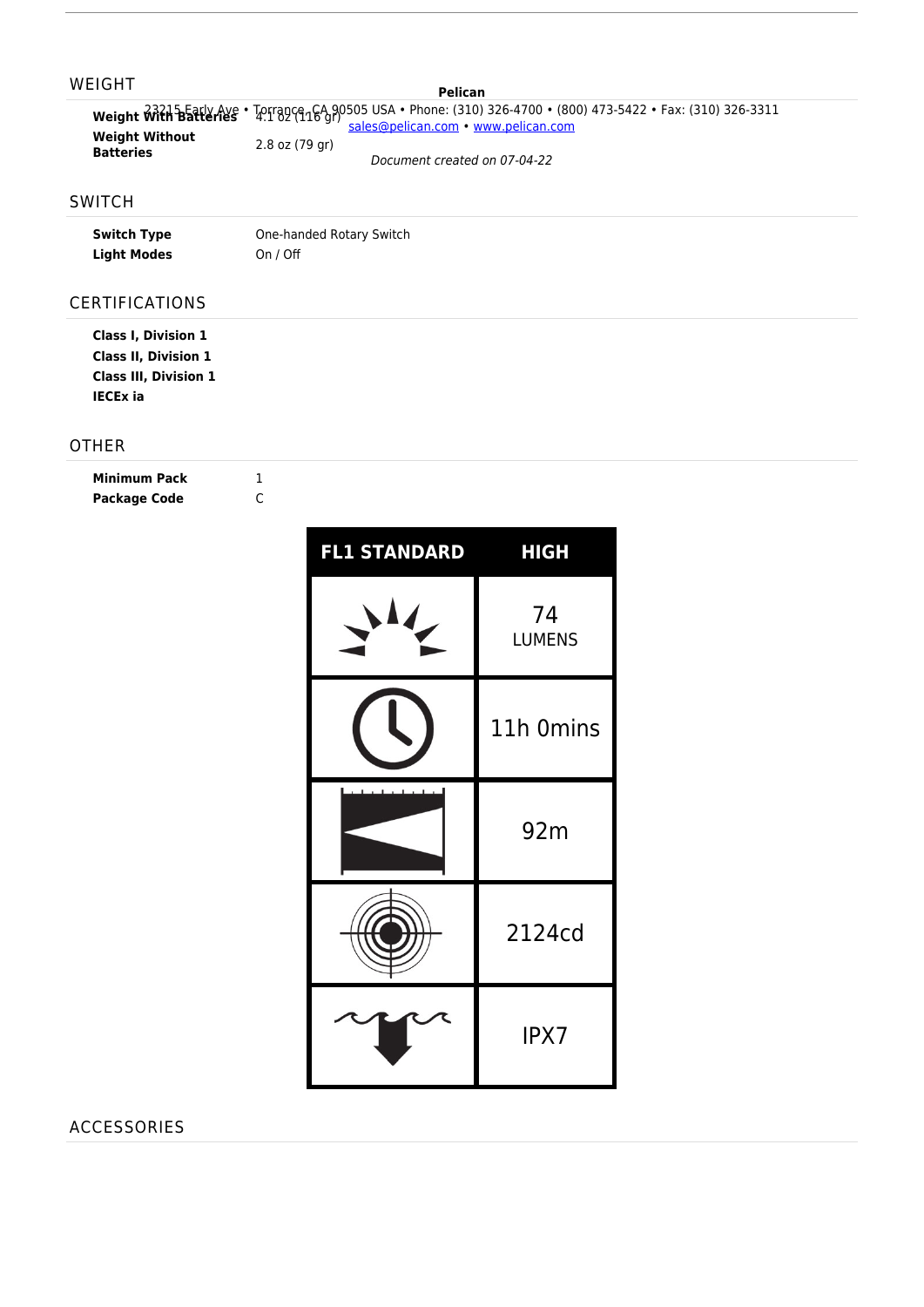## WEIGHT

| | |
|---|---|
| **Weight With Batteries** | 4.1 oz (116 gr) |
| **Weight Without Batteries** | 2.8 oz (79 gr) |

## SWITCH

| | |
|---|---|
| **Switch Type** | One-handed Rotary Switch |
| **Light Modes** | On / Off |

## CERTIFICATIONS

**Class I, Division 1**
**Class II, Division 1**
**Class III, Division 1**
**IECEx ia**

## OTHER

| | |
|---|---|
| **Minimum Pack** | 1 |
| **Package Code** | C |

| FL1 STANDARD | HIGH |
|---|---|
| | 74 LUMENS |
| | 11h 0mins |
| | 92m |
| | 2124cd |
| | IPX7 |

## ACCESSORIES